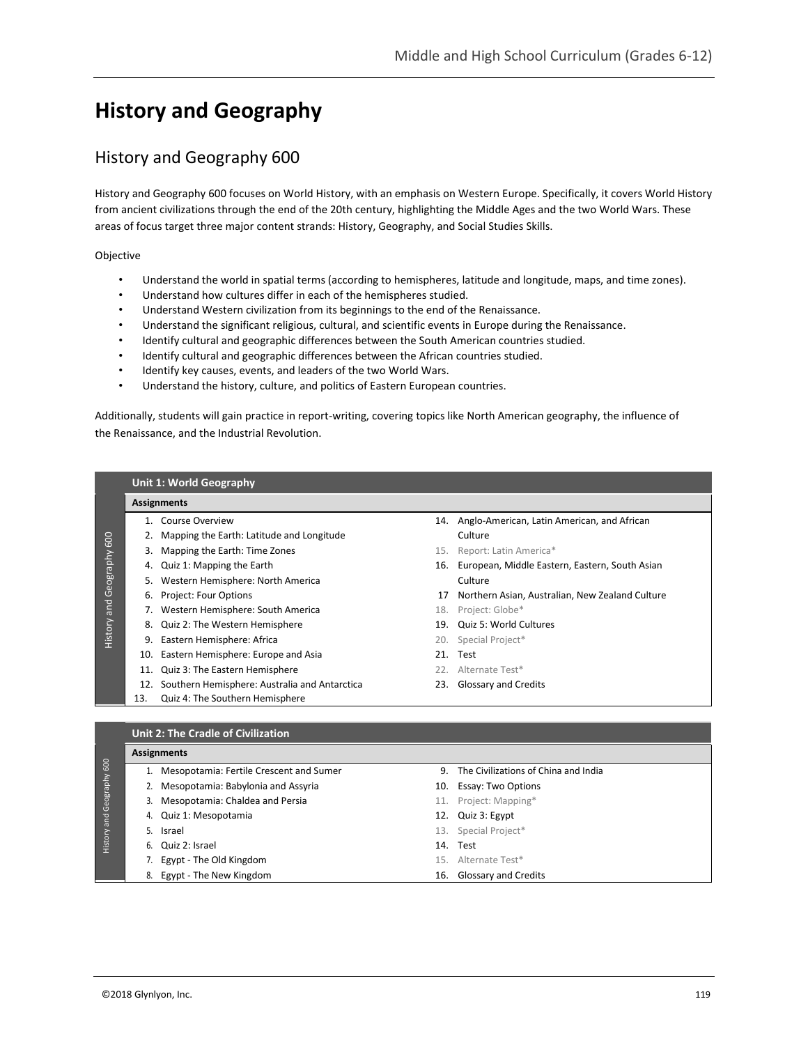# History and Geography

## History and Geography 600

History and Geography 600 focuses on World History, with an emphasis on Western Europe. Specifically, it covers World History from ancient civilizations through the end of the 20th century, highlighting the Middle Ages and the two World Wars. These areas of focus target three major content strands: History, Geography, and Social Studies Skills.

Objective

- Understand the world in spatial terms (according to hemispheres, latitude and longitude, maps, and time zones).
- Understand how cultures differ in each of the hemispheres studied.
- Understand Western civilization from its beginnings to the end of the Renaissance.
- Understand the significant religious, cultural, and scientific events in Europe during the Renaissance.
- Identify cultural and geographic differences between the South American countries studied.
- Identify cultural and geographic differences between the African countries studied.
- Identify key causes, events, and leaders of the two World Wars.
- Understand the history, culture, and politics of Eastern European countries.

Additionally, students will gain practice in report-writing, covering topics like North American geography, the influence of the Renaissance, and the Industrial Revolution.

### Unit 1: World Geography

**Assignments**

1. Course Overview
2. Mapping the Earth: Latitude and Longitude
3. Mapping the Earth: Time Zones
4. Quiz 1: Mapping the Earth
5. Western Hemisphere: North America
6. Project: Four Options
7. Western Hemisphere: South America
8. Quiz 2: The Western Hemisphere
9. Eastern Hemisphere: Africa
10. Eastern Hemisphere: Europe and Asia
11. Quiz 3: The Eastern Hemisphere
12. Southern Hemisphere: Australia and Antarctica
13. Quiz 4: The Southern Hemisphere
14. Anglo-American, Latin American, and African Culture
15. Report: Latin America*
16. European, Middle Eastern, Eastern, South Asian Culture
17. Northern Asian, Australian, New Zealand Culture
18. Project: Globe*
19. Quiz 5: World Cultures
20. Special Project*
21. Test
22. Alternate Test*
23. Glossary and Credits

### Unit 2: The Cradle of Civilization

**Assignments**

1. Mesopotamia: Fertile Crescent and Sumer
2. Mesopotamia: Babylonia and Assyria
3. Mesopotamia: Chaldea and Persia
4. Quiz 1: Mesopotamia
5. Israel
6. Quiz 2: Israel
7. Egypt - The Old Kingdom
8. Egypt - The New Kingdom
9. The Civilizations of China and India
10. Essay: Two Options
11. Project: Mapping*
12. Quiz 3: Egypt
13. Special Project*
14. Test
15. Alternate Test*
16. Glossary and Credits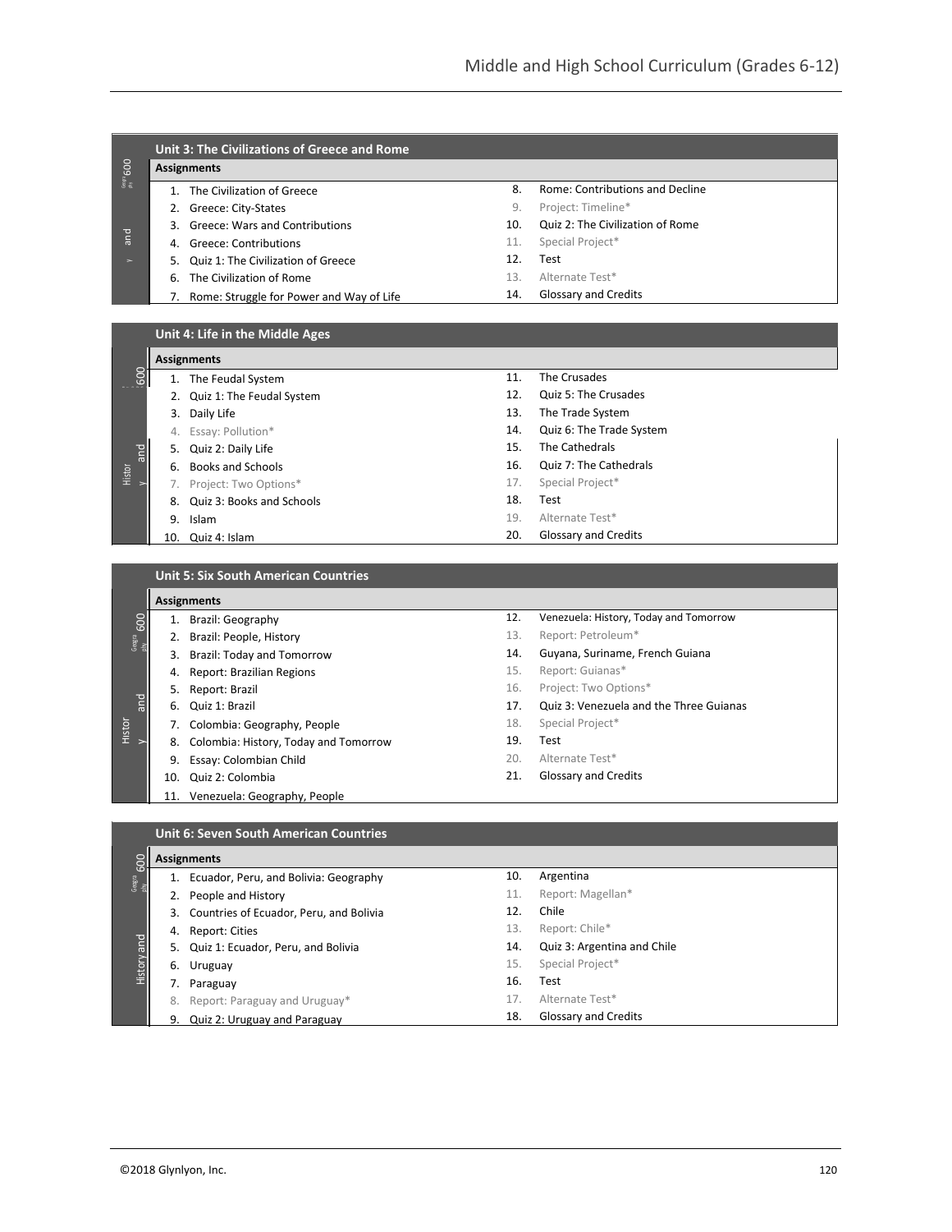## Unit 3: The Civilizations of Greece and Rome

**Assignments**

1. The Civilization of Greece
2. Greece: City-States
3. Greece: Wars and Contributions
4. Greece: Contributions
5. Quiz 1: The Civilization of Greece
6. The Civilization of Rome
7. Rome: Struggle for Power and Way of Life
8. Rome: Contributions and Decline
9. Project: Timeline*
10. Quiz 2: The Civilization of Rome
11. Special Project*
12. Test
13. Alternate Test*
14. Glossary and Credits

## Unit 4: Life in the Middle Ages

**Assignments**

1. The Feudal System
2. Quiz 1: The Feudal System
3. Daily Life
4. Essay: Pollution*
5. Quiz 2: Daily Life
6. Books and Schools
7. Project: Two Options*
8. Quiz 3: Books and Schools
9. Islam
10. Quiz 4: Islam
11. The Crusades
12. Quiz 5: The Crusades
13. The Trade System
14. Quiz 6: The Trade System
15. The Cathedrals
16. Quiz 7: The Cathedrals
17. Special Project*
18. Test
19. Alternate Test*
20. Glossary and Credits

## Unit 5: Six South American Countries

**Assignments**

1. Brazil: Geography
2. Brazil: People, History
3. Brazil: Today and Tomorrow
4. Report: Brazilian Regions
5. Report: Brazil
6. Quiz 1: Brazil
7. Colombia: Geography, People
8. Colombia: History, Today and Tomorrow
9. Essay: Colombian Child
10. Quiz 2: Colombia
11. Venezuela: Geography, People
12. Venezuela: History, Today and Tomorrow
13. Report: Petroleum*
14. Guyana, Suriname, French Guiana
15. Report: Guianas*
16. Project: Two Options*
17. Quiz 3: Venezuela and the Three Guianas
18. Special Project*
19. Test
20. Alternate Test*
21. Glossary and Credits

## Unit 6: Seven South American Countries

**Assignments**

1. Ecuador, Peru, and Bolivia: Geography
2. People and History
3. Countries of Ecuador, Peru, and Bolivia
4. Report: Cities
5. Quiz 1: Ecuador, Peru, and Bolivia
6. Uruguay
7. Paraguay
8. Report: Paraguay and Uruguay*
9. Quiz 2: Uruguay and Paraguay
10. Argentina
11. Report: Magellan*
12. Chile
13. Report: Chile*
14. Quiz 3: Argentina and Chile
15. Special Project*
16. Test
17. Alternate Test*
18. Glossary and Credits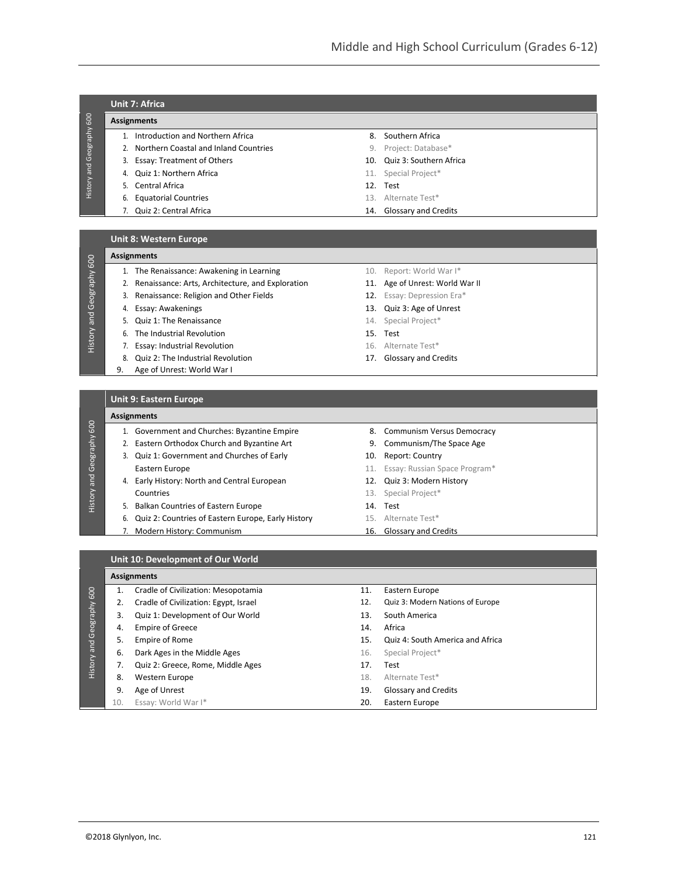## Unit 7: Africa

**Assignments**

1. Introduction and Northern Africa
2. Northern Coastal and Inland Countries
3. Essay: Treatment of Others
4. Quiz 1: Northern Africa
5. Central Africa
6. Equatorial Countries
7. Quiz 2: Central Africa
8. Southern Africa
9. Project: Database*
10. Quiz 3: Southern Africa
11. Special Project*
12. Test
13. Alternate Test*
14. Glossary and Credits

## Unit 8: Western Europe

**Assignments**

1. The Renaissance: Awakening in Learning
2. Renaissance: Arts, Architecture, and Exploration
3. Renaissance: Religion and Other Fields
4. Essay: Awakenings
5. Quiz 1: The Renaissance
6. The Industrial Revolution
7. Essay: Industrial Revolution
8. Quiz 2: The Industrial Revolution
9. Age of Unrest: World War I
10. Report: World War I*
11. Age of Unrest: World War II
12. Essay: Depression Era*
13. Quiz 3: Age of Unrest
14. Special Project*
15. Test
16. Alternate Test*
17. Glossary and Credits

## Unit 9: Eastern Europe

**Assignments**

1. Government and Churches: Byzantine Empire
2. Eastern Orthodox Church and Byzantine Art
3. Quiz 1: Government and Churches of Early Eastern Europe
4. Early History: North and Central European Countries
5. Balkan Countries of Eastern Europe
6. Quiz 2: Countries of Eastern Europe, Early History
7. Modern History: Communism
8. Communism Versus Democracy
9. Communism/The Space Age
10. Report: Country
11. Essay: Russian Space Program*
12. Quiz 3: Modern History
13. Special Project*
14. Test
15. Alternate Test*
16. Glossary and Credits

## Unit 10: Development of Our World

**Assignments**

1. Cradle of Civilization: Mesopotamia
2. Cradle of Civilization: Egypt, Israel
3. Quiz 1: Development of Our World
4. Empire of Greece
5. Empire of Rome
6. Dark Ages in the Middle Ages
7. Quiz 2: Greece, Rome, Middle Ages
8. Western Europe
9. Age of Unrest
10. Essay: World War I*
11. Eastern Europe
12. Quiz 3: Modern Nations of Europe
13. South America
14. Africa
15. Quiz 4: South America and Africa
16. Special Project*
17. Test
18. Alternate Test*
19. Glossary and Credits
20. Eastern Europe